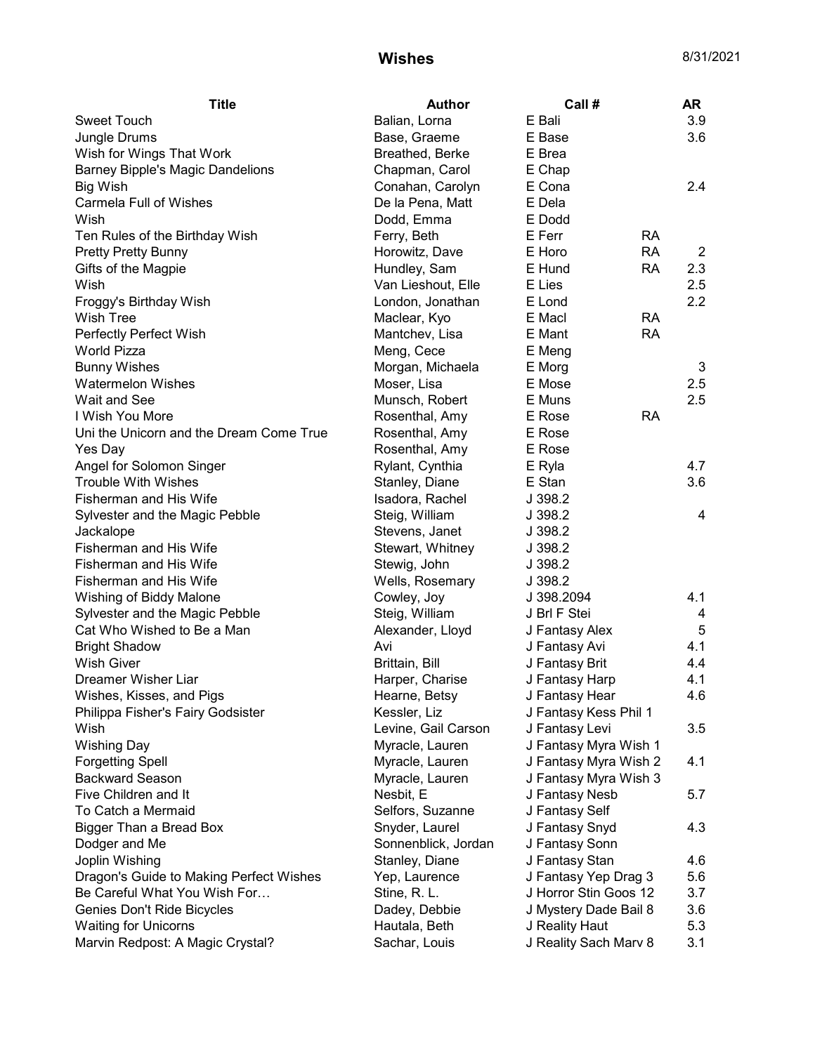# Wishes

8/31/2021

| Title | Author | Call # | | AR |
|---|---|---|---|---|
| Sweet Touch | Balian, Lorna | E Bali | | 3.9 |
| Jungle Drums | Base, Graeme | E Base | | 3.6 |
| Wish for Wings That Work | Breathed, Berke | E Brea | | |
| Barney Bipple's Magic Dandelions | Chapman, Carol | E Chap | | |
| Big Wish | Conahan, Carolyn | E Cona | | 2.4 |
| Carmela Full of Wishes | De la Pena, Matt | E Dela | | |
| Wish | Dodd, Emma | E Dodd | | |
| Ten Rules of the Birthday Wish | Ferry, Beth | E Ferr | RA | |
| Pretty Pretty Bunny | Horowitz, Dave | E Horo | RA | 2 |
| Gifts of the Magpie | Hundley, Sam | E Hund | RA | 2.3 |
| Wish | Van Lieshout, Elle | E Lies | | 2.5 |
| Froggy's Birthday Wish | London, Jonathan | E Lond | | 2.2 |
| Wish Tree | Maclear, Kyo | E Macl | RA | |
| Perfectly Perfect Wish | Mantchev, Lisa | E Mant | RA | |
| World Pizza | Meng, Cece | E Meng | | |
| Bunny Wishes | Morgan, Michaela | E Morg | | 3 |
| Watermelon Wishes | Moser, Lisa | E Mose | | 2.5 |
| Wait and See | Munsch, Robert | E Muns | | 2.5 |
| I Wish You More | Rosenthal, Amy | E Rose | RA | |
| Uni the Unicorn and the Dream Come True | Rosenthal, Amy | E Rose | | |
| Yes Day | Rosenthal, Amy | E Rose | | |
| Angel for Solomon Singer | Rylant, Cynthia | E Ryla | | 4.7 |
| Trouble With Wishes | Stanley, Diane | E Stan | | 3.6 |
| Fisherman and His Wife | Isadora, Rachel | J 398.2 | | |
| Sylvester and the Magic Pebble | Steig, William | J 398.2 | | 4 |
| Jackalope | Stevens, Janet | J 398.2 | | |
| Fisherman and His Wife | Stewart, Whitney | J 398.2 | | |
| Fisherman and His Wife | Stewig, John | J 398.2 | | |
| Fisherman and His Wife | Wells, Rosemary | J 398.2 | | |
| Wishing of Biddy Malone | Cowley, Joy | J 398.2094 | | 4.1 |
| Sylvester and the Magic Pebble | Steig, William | J Brl F Stei | | 4 |
| Cat Who Wished to Be a Man | Alexander, Lloyd | J Fantasy Alex | | 5 |
| Bright Shadow | Avi | J Fantasy Avi | | 4.1 |
| Wish Giver | Brittain, Bill | J Fantasy Brit | | 4.4 |
| Dreamer Wisher Liar | Harper, Charise | J Fantasy Harp | | 4.1 |
| Wishes, Kisses, and Pigs | Hearne, Betsy | J Fantasy Hear | | 4.6 |
| Philippa Fisher's Fairy Godsister | Kessler, Liz | J Fantasy Kess Phil 1 | | |
| Wish | Levine, Gail Carson | J Fantasy Levi | | 3.5 |
| Wishing Day | Myracle, Lauren | J Fantasy Myra Wish 1 | | |
| Forgetting Spell | Myracle, Lauren | J Fantasy Myra Wish 2 | | 4.1 |
| Backward Season | Myracle, Lauren | J Fantasy Myra Wish 3 | | |
| Five Children and It | Nesbit, E | J Fantasy Nesb | | 5.7 |
| To Catch a Mermaid | Selfors, Suzanne | J Fantasy Self | | |
| Bigger Than a Bread Box | Snyder, Laurel | J Fantasy Snyd | | 4.3 |
| Dodger and Me | Sonnenblick, Jordan | J Fantasy Sonn | | |
| Joplin Wishing | Stanley, Diane | J Fantasy Stan | | 4.6 |
| Dragon's Guide to Making Perfect Wishes | Yep, Laurence | J Fantasy Yep Drag 3 | | 5.6 |
| Be Careful What You Wish For… | Stine, R. L. | J Horror Stin Goos 12 | | 3.7 |
| Genies Don't Ride Bicycles | Dadey, Debbie | J Mystery Dade Bail 8 | | 3.6 |
| Waiting for Unicorns | Hautala, Beth | J Reality Haut | | 5.3 |
| Marvin Redpost: A Magic Crystal? | Sachar, Louis | J Reality Sach Marv 8 | | 3.1 |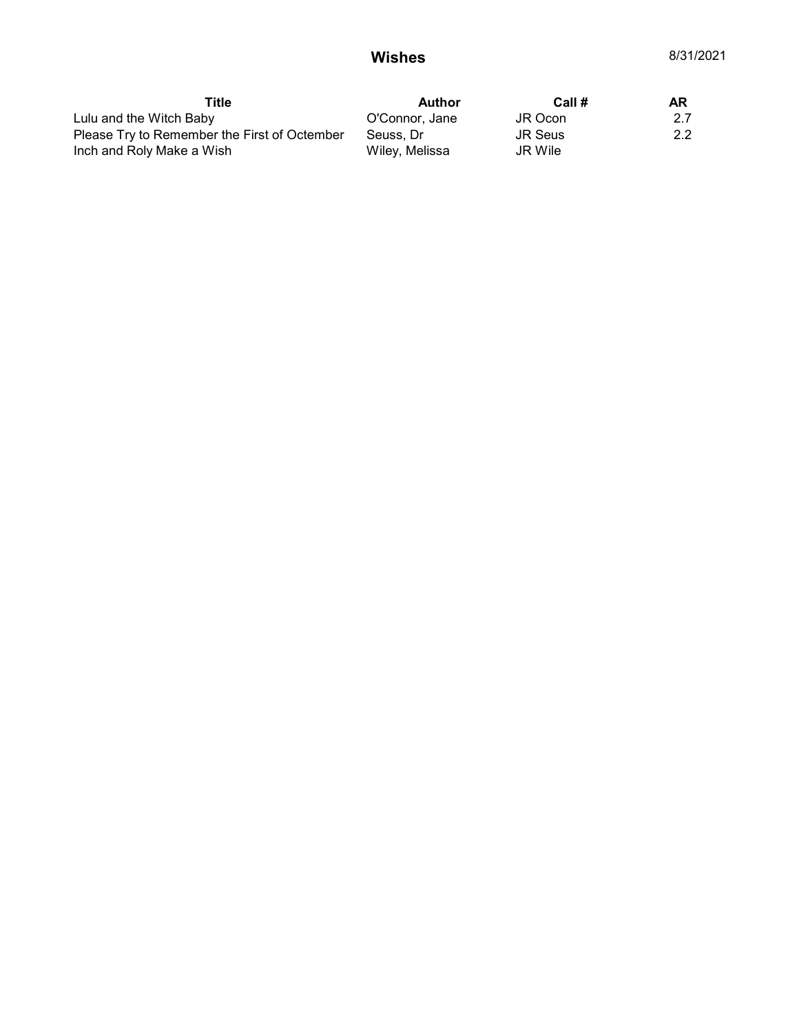# Wishes

8/31/2021

| Title | Author | Call # | AR |
|---|---|---|---|
| Lulu and the Witch Baby | O'Connor, Jane | JR Ocon | 2.7 |
| Please Try to Remember the First of Octember | Seuss, Dr | JR Seus | 2.2 |
| Inch and Roly Make a Wish | Wiley, Melissa | JR Wile | |